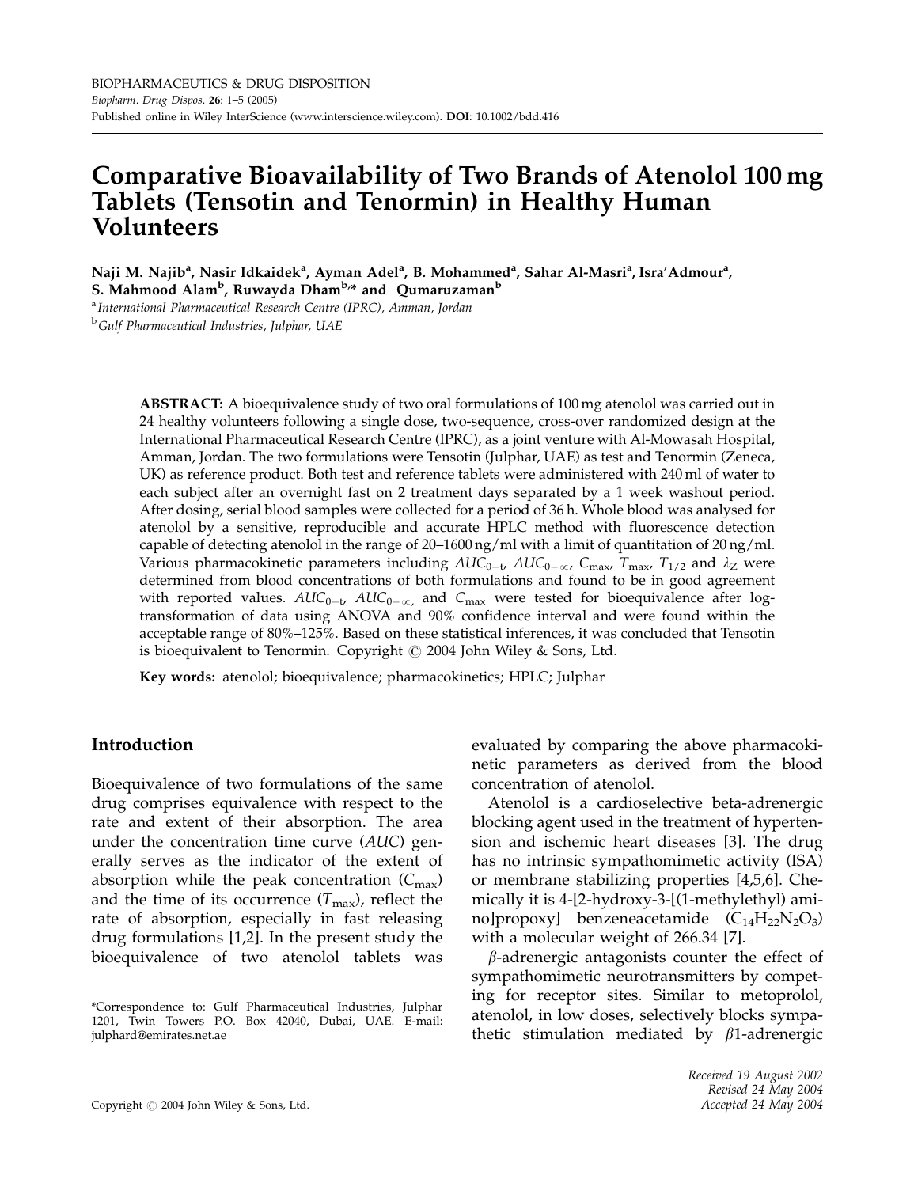# Comparative Bioavailability of Two Brands of Atenolol 100 mg Tablets (Tensotin and Tenormin) in Healthy Human Volunteers

**Naji M. Najib[a], Nasir Idkaidek[a], Ayman Adel[a], B. Mohammed[a], Sahar Al-Masri[a], Isra'Admour[a], S. Mahmood Alam[b], Ruwayda Dham[b,*] and Qumaruzaman[b]**

[a] *International Pharmaceutical Research Centre (IPRC), Amman, Jordan*

[b] *Gulf Pharmaceutical Industries, Julphar, UAE*

**ABSTRACT:** A bioequivalence study of two oral formulations of 100 mg atenolol was carried out in 24 healthy volunteers following a single dose, two-sequence, cross-over randomized design at the International Pharmaceutical Research Centre (IPRC), as a joint venture with Al-Mowasah Hospital, Amman, Jordan. The two formulations were Tensotin (Julphar, UAE) as test and Tenormin (Zeneca, UK) as reference product. Both test and reference tablets were administered with 240 ml of water to each subject after an overnight fast on 2 treatment days separated by a 1 week washout period. After dosing, serial blood samples were collected for a period of 36 h. Whole blood was analysed for atenolol by a sensitive, reproducible and accurate HPLC method with fluorescence detection capable of detecting atenolol in the range of 20–1600 ng/ml with a limit of quantitation of 20 ng/ml. Various pharmacokinetic parameters including $AUC_{0-t}$, $AUC_{0-\infty}$, $C_{max}$, $T_{max}$, $T_{1/2}$ and $\lambda_Z$ were determined from blood concentrations of both formulations and found to be in good agreement with reported values. $AUC_{0-t}$, $AUC_{0-\infty}$, and $C_{max}$ were tested for bioequivalence after log-transformation of data using ANOVA and 90% confidence interval and were found within the acceptable range of 80%–125%. Based on these statistical inferences, it was concluded that Tensotin is bioequivalent to Tenormin. Copyright © 2004 John Wiley & Sons, Ltd.

**Key words:** atenolol; bioequivalence; pharmacokinetics; HPLC; Julphar

## Introduction

Bioequivalence of two formulations of the same drug comprises equivalence with respect to the rate and extent of their absorption. The area under the concentration time curve (*AUC*) generally serves as the indicator of the extent of absorption while the peak concentration ($C_{max}$) and the time of its occurrence ($T_{max}$), reflect the rate of absorption, especially in fast releasing drug formulations [1,2]. In the present study the bioequivalence of two atenolol tablets was evaluated by comparing the above pharmacokinetic parameters as derived from the blood concentration of atenolol.

Atenolol is a cardioselective beta-adrenergic blocking agent used in the treatment of hypertension and ischemic heart diseases [3]. The drug has no intrinsic sympathomimetic activity (ISA) or membrane stabilizing properties [4,5,6]. Chemically it is 4-[2-hydroxy-3-[(1-methylethyl) amino]propoxy] benzeneacetamide ($C_{14}H_{22}N_2O_3$) with a molecular weight of 266.34 [7].

$\beta$-adrenergic antagonists counter the effect of sympathomimetic neurotransmitters by competing for receptor sites. Similar to metoprolol, atenolol, in low doses, selectively blocks sympathetic stimulation mediated by $\beta$1-adrenergic

*Correspondence to: Gulf Pharmaceutical Industries, Julphar 1201, Twin Towers P.O. Box 42040, Dubai, UAE. E-mail: julphard@emirates.net.ae

*Received 19 August 2002*
*Revised 24 May 2004*
*Accepted 24 May 2004*

Copyright © 2004 John Wiley & Sons, Ltd.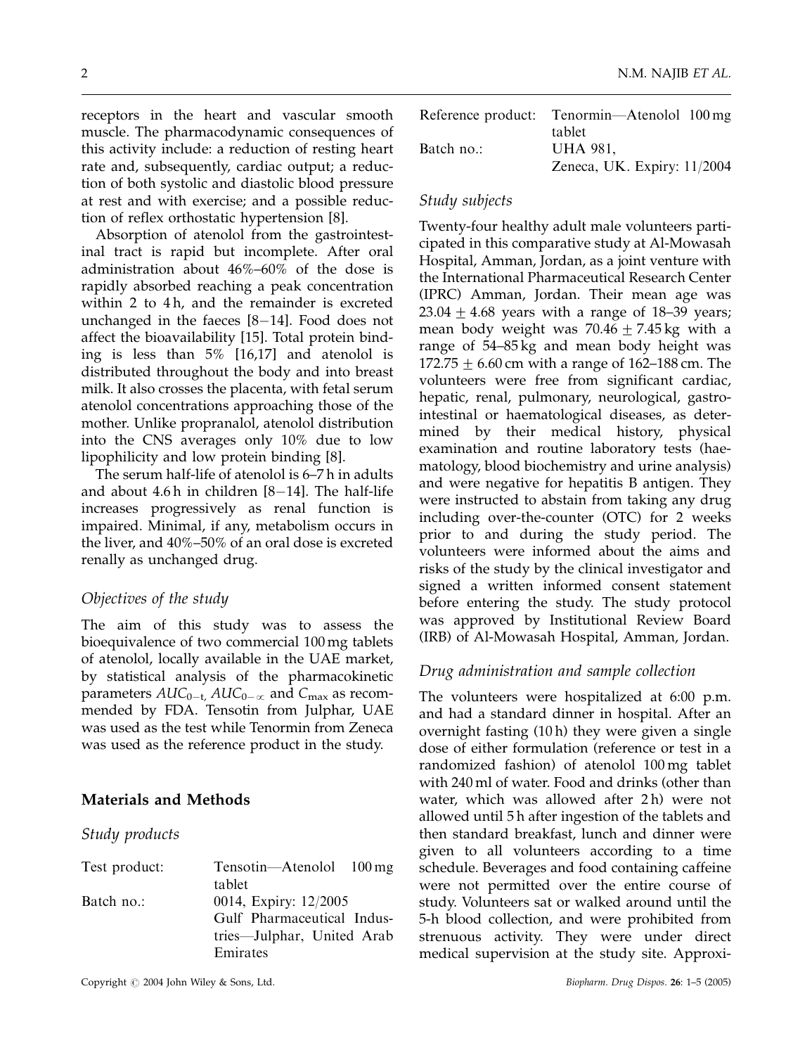receptors in the heart and vascular smooth muscle. The pharmacodynamic consequences of this activity include: a reduction of resting heart rate and, subsequently, cardiac output; a reduction of both systolic and diastolic blood pressure at rest and with exercise; and a possible reduction of reflex orthostatic hypertension [8].

Absorption of atenolol from the gastrointestinal tract is rapid but incomplete. After oral administration about 46%–60% of the dose is rapidly absorbed reaching a peak concentration within 2 to 4 h, and the remainder is excreted unchanged in the faeces [8–14]. Food does not affect the bioavailability [15]. Total protein binding is less than 5% [16,17] and atenolol is distributed throughout the body and into breast milk. It also crosses the placenta, with fetal serum atenolol concentrations approaching those of the mother. Unlike propranalol, atenolol distribution into the CNS averages only 10% due to low lipophilicity and low protein binding [8].

The serum half-life of atenolol is 6–7 h in adults and about 4.6 h in children [8–14]. The half-life increases progressively as renal function is impaired. Minimal, if any, metabolism occurs in the liver, and 40%–50% of an oral dose is excreted renally as unchanged drug.

### *Objectives of the study*

The aim of this study was to assess the bioequivalence of two commercial 100 mg tablets of atenolol, locally available in the UAE market, by statistical analysis of the pharmacokinetic parameters $AUC_{0-t}$, $AUC_{0-\infty}$ and $C_{max}$ as recommended by FDA. Tensotin from Julphar, UAE was used as the test while Tenormin from Zeneca was used as the reference product in the study.

## Materials and Methods

### *Study products*

| | |
|---|---|
| Test product: | Tensotin—Atenolol 100 mg tablet |
| Batch no.: | 0014, Expiry: 12/2005 Gulf Pharmaceutical Industries—Julphar, United Arab Emirates |
| Reference product: | Tenormin—Atenolol 100 mg tablet |
| Batch no.: | UHA 981, Zeneca, UK. Expiry: 11/2004 |

### *Study subjects*

Twenty-four healthy adult male volunteers participated in this comparative study at Al-Mowasah Hospital, Amman, Jordan, as a joint venture with the International Pharmaceutical Research Center (IPRC) Amman, Jordan. Their mean age was $23.04 \pm 4.68$ years with a range of 18–39 years; mean body weight was $70.46 \pm 7.45$ kg with a range of 54–85 kg and mean body height was $172.75 \pm 6.60$ cm with a range of 162–188 cm. The volunteers were free from significant cardiac, hepatic, renal, pulmonary, neurological, gastrointestinal or haematological diseases, as determined by their medical history, physical examination and routine laboratory tests (haematology, blood biochemistry and urine analysis) and were negative for hepatitis B antigen. They were instructed to abstain from taking any drug including over-the-counter (OTC) for 2 weeks prior to and during the study period. The volunteers were informed about the aims and risks of the study by the clinical investigator and signed a written informed consent statement before entering the study. The study protocol was approved by Institutional Review Board (IRB) of Al-Mowasah Hospital, Amman, Jordan.

### *Drug administration and sample collection*

The volunteers were hospitalized at 6:00 p.m. and had a standard dinner in hospital. After an overnight fasting (10 h) they were given a single dose of either formulation (reference or test in a randomized fashion) of atenolol 100 mg tablet with 240 ml of water. Food and drinks (other than water, which was allowed after 2 h) were not allowed until 5 h after ingestion of the tablets and then standard breakfast, lunch and dinner were given to all volunteers according to a time schedule. Beverages and food containing caffeine were not permitted over the entire course of study. Volunteers sat or walked around until the 5-h blood collection, and were prohibited from strenuous activity. They were under direct medical supervision at the study site. Approxi-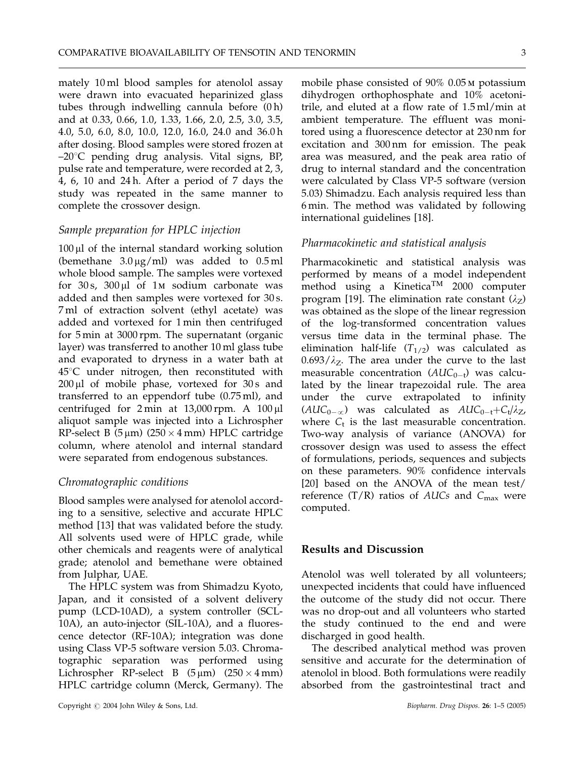mately 10 ml blood samples for atenolol assay were drawn into evacuated heparinized glass tubes through indwelling cannula before (0 h) and at 0.33, 0.66, 1.0, 1.33, 1.66, 2.0, 2.5, 3.0, 3.5, 4.0, 5.0, 6.0, 8.0, 10.0, 12.0, 16.0, 24.0 and 36.0 h after dosing. Blood samples were stored frozen at –20°C pending drug analysis. Vital signs, BP, pulse rate and temperature, were recorded at 2, 3, 4, 6, 10 and 24 h. After a period of 7 days the study was repeated in the same manner to complete the crossover design.

### *Sample preparation for HPLC injection*

100 µl of the internal standard working solution (bemethane 3.0 µg/ml) was added to 0.5 ml whole blood sample. The samples were vortexed for 30 s, 300 µl of 1 M sodium carbonate was added and then samples were vortexed for 30 s. 7 ml of extraction solvent (ethyl acetate) was added and vortexed for 1 min then centrifuged for 5 min at 3000 rpm. The supernatant (organic layer) was transferred to another 10 ml glass tube and evaporated to dryness in a water bath at 45°C under nitrogen, then reconstituted with 200 µl of mobile phase, vortexed for 30 s and transferred to an eppendorf tube (0.75 ml), and centrifuged for 2 min at 13,000 rpm. A 100 µl aliquot sample was injected into a Lichrospher RP-select B (5 µm) (250 × 4 mm) HPLC cartridge column, where atenolol and internal standard were separated from endogenous substances.

### *Chromatographic conditions*

Blood samples were analysed for atenolol according to a sensitive, selective and accurate HPLC method [13] that was validated before the study. All solvents used were of HPLC grade, while other chemicals and reagents were of analytical grade; atenolol and bemethane were obtained from Julphar, UAE.

The HPLC system was from Shimadzu Kyoto, Japan, and it consisted of a solvent delivery pump (LCD-10AD), a system controller (SCL-10A), an auto-injector (SIL-10A), and a fluorescence detector (RF-10A); integration was done using Class VP-5 software version 5.03. Chromatographic separation was performed using Lichrospher RP-select B (5 µm) (250 × 4 mm) HPLC cartridge column (Merck, Germany). The mobile phase consisted of 90% 0.05 M potassium dihydrogen orthophosphate and 10% acetonitrile, and eluted at a flow rate of 1.5 ml/min at ambient temperature. The effluent was monitored using a fluorescence detector at 230 nm for excitation and 300 nm for emission. The peak area was measured, and the peak area ratio of drug to internal standard and the concentration were calculated by Class VP-5 software (version 5.03) Shimadzu. Each analysis required less than 6 min. The method was validated by following international guidelines [18].

### *Pharmacokinetic and statistical analysis*

Pharmacokinetic and statistical analysis was performed by means of a model independent method using a Kinetica™ 2000 computer program [19]. The elimination rate constant ($\lambda_Z$) was obtained as the slope of the linear regression of the log-transformed concentration values versus time data in the terminal phase. The elimination half-life ($T_{1/2}$) was calculated as $0.693/\lambda_Z$. The area under the curve to the last measurable concentration ($AUC_{0-t}$) was calculated by the linear trapezoidal rule. The area under the curve extrapolated to infinity ($AUC_{0-\infty}$) was calculated as $AUC_{0-t}+C_t/\lambda_Z$, where $C_t$ is the last measurable concentration. Two-way analysis of variance (ANOVA) for crossover design was used to assess the effect of formulations, periods, sequences and subjects on these parameters. 90% confidence intervals [20] based on the ANOVA of the mean test/reference (T/R) ratios of *AUCs* and $C_{max}$ were computed.

## Results and Discussion

Atenolol was well tolerated by all volunteers; unexpected incidents that could have influenced the outcome of the study did not occur. There was no drop-out and all volunteers who started the study continued to the end and were discharged in good health.

The described analytical method was proven sensitive and accurate for the determination of atenolol in blood. Both formulations were readily absorbed from the gastrointestinal tract and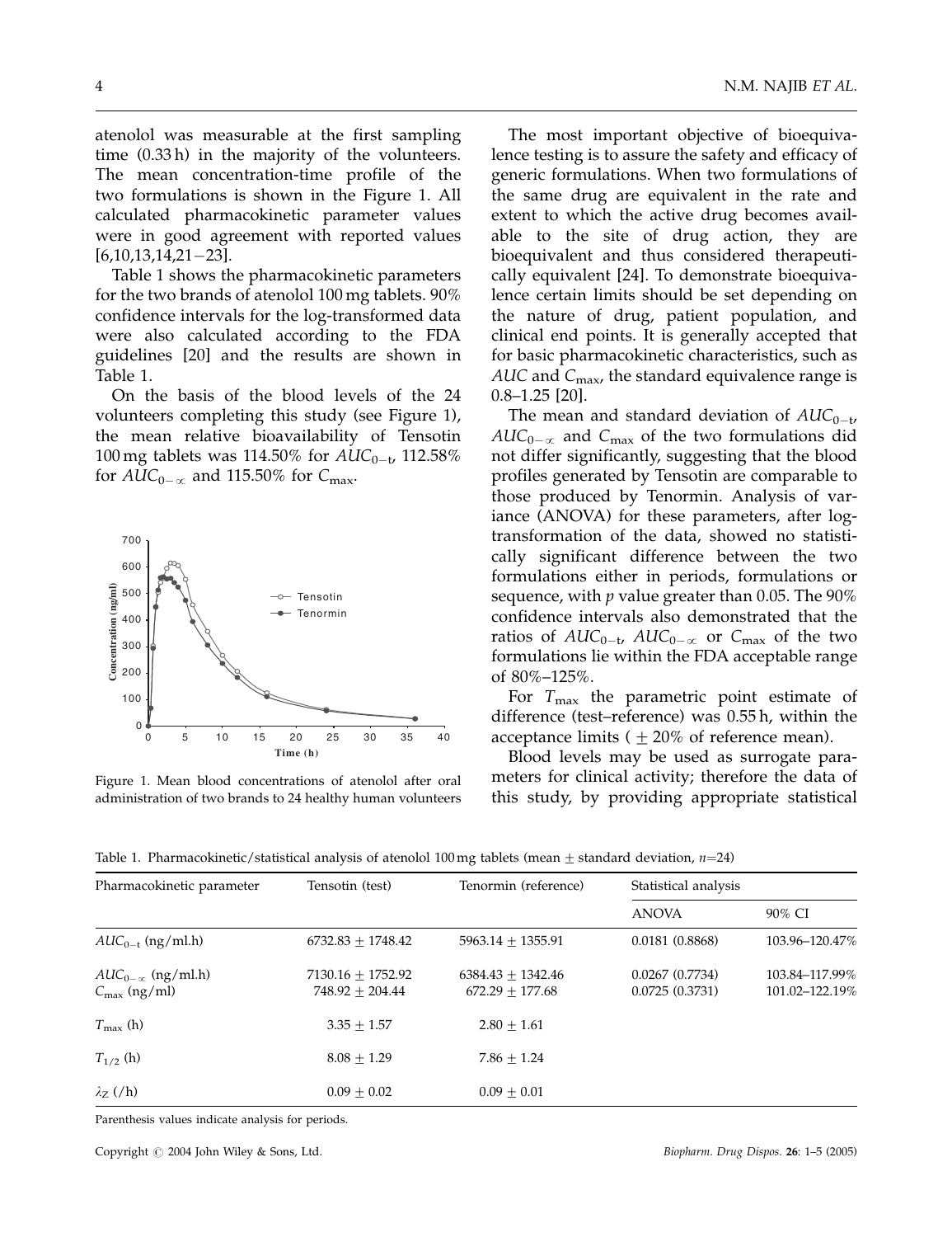atenolol was measurable at the first sampling time (0.33 h) in the majority of the volunteers. The mean concentration-time profile of the two formulations is shown in the Figure 1. All calculated pharmacokinetic parameter values were in good agreement with reported values [6,10,13,14,21–23].

Table 1 shows the pharmacokinetic parameters for the two brands of atenolol 100 mg tablets. 90% confidence intervals for the log-transformed data were also calculated according to the FDA guidelines [20] and the results are shown in Table 1.

On the basis of the blood levels of the 24 volunteers completing this study (see Figure 1), the mean relative bioavailability of Tensotin 100 mg tablets was 114.50% for $AUC_{0-t}$, 112.58% for $AUC_{0-\infty}$ and 115.50% for $C_{max}$.

Figure 1. Mean blood concentrations of atenolol after oral administration of two brands to 24 healthy human volunteers

The most important objective of bioequivalence testing is to assure the safety and efficacy of generic formulations. When two formulations of the same drug are equivalent in the rate and extent to which the active drug becomes available to the site of drug action, they are bioequivalent and thus considered therapeutically equivalent [24]. To demonstrate bioequivalence certain limits should be set depending on the nature of drug, patient population, and clinical end points. It is generally accepted that for basic pharmacokinetic characteristics, such as $AUC$ and $C_{max}$, the standard equivalence range is 0.8–1.25 [20].

The mean and standard deviation of $AUC_{0-t}$, $AUC_{0-\infty}$ and $C_{max}$ of the two formulations did not differ significantly, suggesting that the blood profiles generated by Tensotin are comparable to those produced by Tenormin. Analysis of variance (ANOVA) for these parameters, after log-transformation of the data, showed no statistically significant difference between the two formulations either in periods, formulations or sequence, with $p$ value greater than 0.05. The 90% confidence intervals also demonstrated that the ratios of $AUC_{0-t}$, $AUC_{0-\infty}$ or $C_{max}$ of the two formulations lie within the FDA acceptable range of 80%–125%.

For $T_{max}$ the parametric point estimate of difference (test–reference) was 0.55 h, within the acceptance limits ($\pm$20% of reference mean).

Blood levels may be used as surrogate parameters for clinical activity; therefore the data of this study, by providing appropriate statistical

Table 1. Pharmacokinetic/statistical analysis of atenolol 100 mg tablets (mean $\pm$ standard deviation, $n$=24)

| Pharmacokinetic parameter | Tensotin (test) | Tenormin (reference) | Statistical analysis | |
|---|---|---|---|---|
| | | | ANOVA | 90% CI |
| $AUC_{0-t}$ (ng/ml.h) | 6732.83 $\pm$ 1748.42 | 5963.14 $\pm$ 1355.91 | 0.0181 (0.8868) | 103.96–120.47% |
| $AUC_{0-\infty}$ (ng/ml.h) | 7130.16 $\pm$ 1752.92 | 6384.43 $\pm$ 1342.46 | 0.0267 (0.7734) | 103.84–117.99% |
| $C_{max}$ (ng/ml) | 748.92 $\pm$ 204.44 | 672.29 $\pm$ 177.68 | 0.0725 (0.3731) | 101.02–122.19% |
| $T_{max}$ (h) | 3.35 $\pm$ 1.57 | 2.80 $\pm$ 1.61 | | |
| $T_{1/2}$ (h) | 8.08 $\pm$ 1.29 | 7.86 $\pm$ 1.24 | | |
| $\lambda_Z$ (/h) | 0.09 $\pm$ 0.02 | 0.09 $\pm$ 0.01 | | |

Parenthesis values indicate analysis for periods.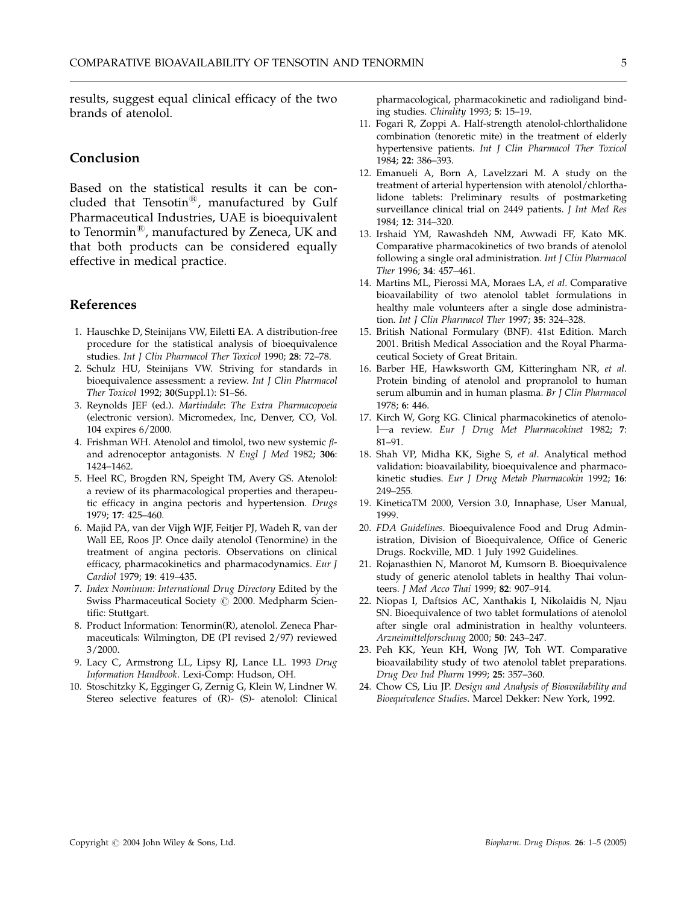results, suggest equal clinical efficacy of the two brands of atenolol.

## Conclusion

Based on the statistical results it can be concluded that Tensotin®, manufactured by Gulf Pharmaceutical Industries, UAE is bioequivalent to Tenormin®, manufactured by Zeneca, UK and that both products can be considered equally effective in medical practice.

## References

1. Hauschke D, Steinijans VW, Eiletti EA. A distribution-free procedure for the statistical analysis of bioequivalence studies. *Int J Clin Pharmacol Ther Toxicol* 1990; **28**: 72–78.
2. Schulz HU, Steinijans VW. Striving for standards in bioequivalence assessment: a review. *Int J Clin Pharmacol Ther Toxicol* 1992; **30**(Suppl.1): S1–S6.
3. Reynolds JEF (ed.). *Martindale*: *The Extra Pharmacopoeia* (electronic version). Micromedex, Inc, Denver, CO, Vol. 104 expires 6/2000.
4. Frishman WH. Atenolol and timolol, two new systemic $\beta$-and adrenoceptor antagonists. *N Engl J Med* 1982; **306**: 1424–1462.
5. Heel RC, Brogden RN, Speight TM, Avery GS. Atenolol: a review of its pharmacological properties and therapeutic efficacy in angina pectoris and hypertension. *Drugs* 1979; **17**: 425–460.
6. Majid PA, van der Vijgh WJF, Feitjer PJ, Wadeh R, van der Wall EE, Roos JP. Once daily atenolol (Tenormine) in the treatment of angina pectoris. Observations on clinical efficacy, pharmacokinetics and pharmacodynamics. *Eur J Cardiol* 1979; **19**: 419–435.
7. *Index Nominum: International Drug Directory* Edited by the Swiss Pharmaceutical Society © 2000. Medpharm Scientific: Stuttgart.
8. Product Information: Tenormin(R), atenolol. Zeneca Pharmaceuticals: Wilmington, DE (PI revised 2/97) reviewed 3/2000.
9. Lacy C, Armstrong LL, Lipsy RJ, Lance LL. 1993 *Drug Information Handbook*. Lexi-Comp: Hudson, OH.
10. Stoschitzky K, Egginger G, Zernig G, Klein W, Lindner W. Stereo selective features of (R)- (S)- atenolol: Clinical pharmacological, pharmacokinetic and radioligand binding studies. *Chirality* 1993; **5**: 15–19.
11. Fogari R, Zoppi A. Half-strength atenolol-chlorthalidone combination (tenoretic mite) in the treatment of elderly hypertensive patients. *Int J Clin Pharmacol Ther Toxicol* 1984; **22**: 386–393.
12. Emanueli A, Born A, Lavelzzari M. A study on the treatment of arterial hypertension with atenolol/chlorthalidone tablets: Preliminary results of postmarketing surveillance clinical trial on 2449 patients. *J Int Med Res* 1984; **12**: 314–320.
13. Irshaid YM, Rawashdeh NM, Awwadi FF, Kato MK. Comparative pharmacokinetics of two brands of atenolol following a single oral administration. *Int J Clin Pharmacol Ther* 1996; **34**: 457–461.
14. Martins ML, Pierossi MA, Moraes LA, *et al*. Comparative bioavailability of two atenolol tablet formulations in healthy male volunteers after a single dose administration. *Int J Clin Pharmacol Ther* 1997; **35**: 324–328.
15. British National Formulary (BNF). 41st Edition. March 2001. British Medical Association and the Royal Pharmaceutical Society of Great Britain.
16. Barber HE, Hawksworth GM, Kitteringham NR, *et al*. Protein binding of atenolol and propranolol to human serum albumin and in human plasma. *Br J Clin Pharmacol* 1978; **6**: 446.
17. Kirch W, Gorg KG. Clinical pharmacokinetics of atenolol—a review. *Eur J Drug Met Pharmacokinet* 1982; **7**: 81–91.
18. Shah VP, Midha KK, Sighe S, *et al*. Analytical method validation: bioavailability, bioequivalence and pharmacokinetic studies. *Eur J Drug Metab Pharmacokin* 1992; **16**: 249–255.
19. KineticaTM 2000, Version 3.0, Innaphase, User Manual, 1999.
20. *FDA Guidelines*. Bioequivalence Food and Drug Administration, Division of Bioequivalence, Office of Generic Drugs. Rockville, MD. 1 July 1992 Guidelines.
21. Rojanasthien N, Manorot M, Kumsorn B. Bioequivalence study of generic atenolol tablets in healthy Thai volunteers. *J Med Acco Thai* 1999; **82**: 907–914.
22. Niopas I, Daftsios AC, Xanthakis I, Nikolaidis N, Njau SN. Bioequivalence of two tablet formulations of atenolol after single oral administration in healthy volunteers. *Arzneimittelforschung* 2000; **50**: 243–247.
23. Peh KK, Yeun KH, Wong JW, Toh WT. Comparative bioavailability study of two atenolol tablet preparations. *Drug Dev Ind Pharm* 1999; **25**: 357–360.
24. Chow CS, Liu JP. *Design and Analysis of Bioavailability and Bioequivalence Studies*. Marcel Dekker: New York, 1992.